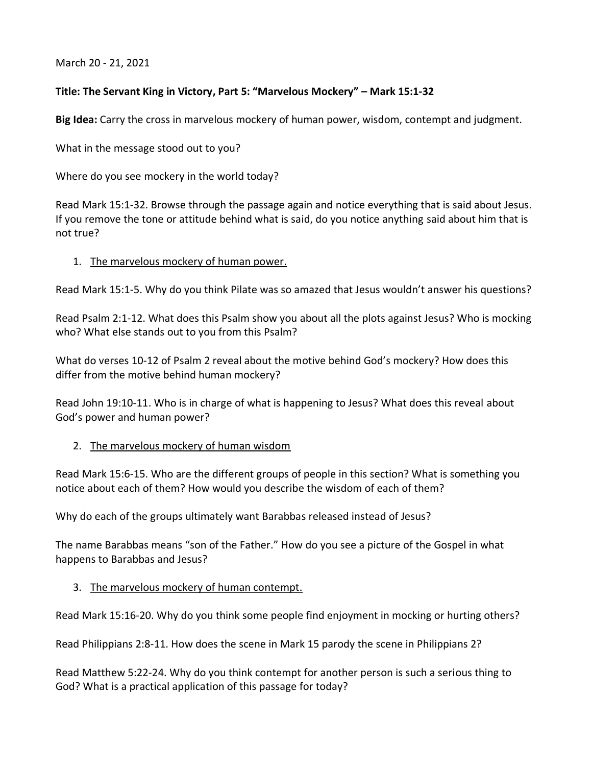March 20 - 21, 2021

**Title: The Servant King in Victory, Part 5: "Marvelous Mockery" – Mark 15:1-32**

**Big Idea:** Carry the cross in marvelous mockery of human power, wisdom, contempt and judgment.

What in the message stood out to you?

Where do you see mockery in the world today?

Read Mark 15:1-32. Browse through the passage again and notice everything that is said about Jesus. If you remove the tone or attitude behind what is said, do you notice anything said about him that is not true?

1. <u>The marvelous mockery of human power.</u>

Read Mark 15:1-5. Why do you think Pilate was so amazed that Jesus wouldn't answer his questions?

Read Psalm 2:1-12. What does this Psalm show you about all the plots against Jesus? Who is mocking who? What else stands out to you from this Psalm?

What do verses 10-12 of Psalm 2 reveal about the motive behind God's mockery? How does this differ from the motive behind human mockery?

Read John 19:10-11. Who is in charge of what is happening to Jesus? What does this reveal about God's power and human power?

2. <u>The marvelous mockery of human wisdom</u>

Read Mark 15:6-15. Who are the different groups of people in this section? What is something you notice about each of them? How would you describe the wisdom of each of them?

Why do each of the groups ultimately want Barabbas released instead of Jesus?

The name Barabbas means "son of the Father." How do you see a picture of the Gospel in what happens to Barabbas and Jesus?

3. <u>The marvelous mockery of human contempt.</u>

Read Mark 15:16-20. Why do you think some people find enjoyment in mocking or hurting others?

Read Philippians 2:8-11. How does the scene in Mark 15 parody the scene in Philippians 2?

Read Matthew 5:22-24. Why do you think contempt for another person is such a serious thing to God? What is a practical application of this passage for today?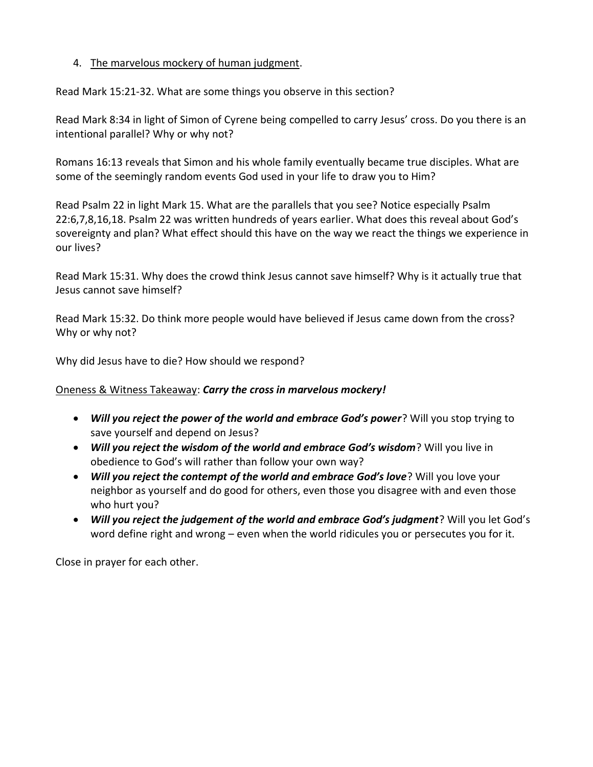4. <u>The marvelous mockery of human judgment</u>.

Read Mark 15:21-32. What are some things you observe in this section?

Read Mark 8:34 in light of Simon of Cyrene being compelled to carry Jesus' cross. Do you there is an intentional parallel? Why or why not?

Romans 16:13 reveals that Simon and his whole family eventually became true disciples. What are some of the seemingly random events God used in your life to draw you to Him?

Read Psalm 22 in light Mark 15. What are the parallels that you see? Notice especially Psalm 22:6,7,8,16,18. Psalm 22 was written hundreds of years earlier. What does this reveal about God's sovereignty and plan? What effect should this have on the way we react the things we experience in our lives?

Read Mark 15:31. Why does the crowd think Jesus cannot save himself? Why is it actually true that Jesus cannot save himself?

Read Mark 15:32. Do think more people would have believed if Jesus came down from the cross? Why or why not?

Why did Jesus have to die? How should we respond?

<u>Oneness & Witness Takeaway</u>: ***Carry the cross in marvelous mockery!***

- ***Will you reject the power of the world and embrace God's power***? Will you stop trying to save yourself and depend on Jesus?
- ***Will you reject the wisdom of the world and embrace God's wisdom***? Will you live in obedience to God's will rather than follow your own way?
- ***Will you reject the contempt of the world and embrace God's love***? Will you love your neighbor as yourself and do good for others, even those you disagree with and even those who hurt you?
- ***Will you reject the judgement of the world and embrace God's judgment***? Will you let God's word define right and wrong – even when the world ridicules you or persecutes you for it.

Close in prayer for each other.